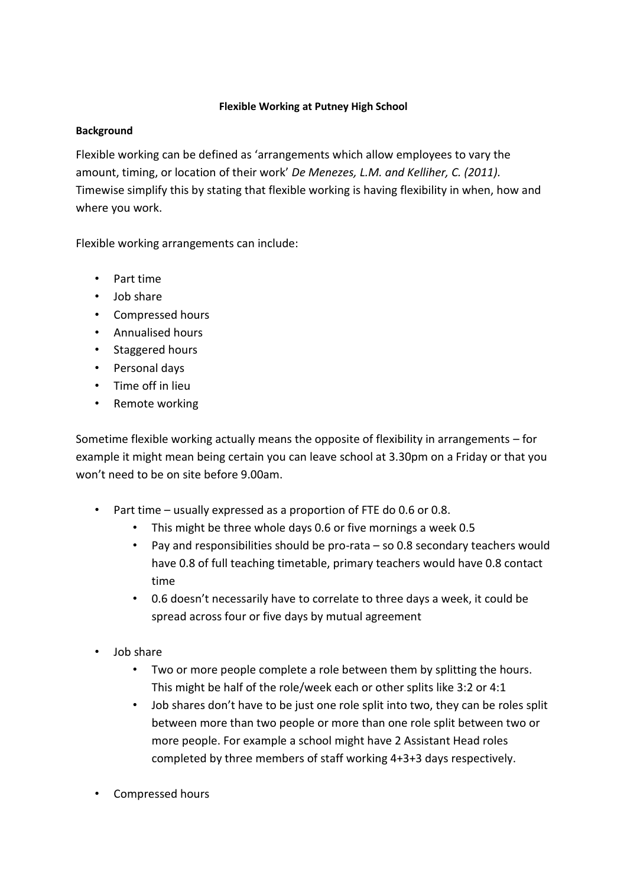**Flexible Working at Putney High School**

**Background**

Flexible working can be defined as 'arrangements which allow employees to vary the amount, timing, or location of their work' *De Menezes, L.M. and Kelliher, C. (2011).* Timewise simplify this by stating that flexible working is having flexibility in when, how and where you work.

Flexible working arrangements can include:

- Part time
- Job share
- Compressed hours
- Annualised hours
- Staggered hours
- Personal days
- Time off in lieu
- Remote working

Sometime flexible working actually means the opposite of flexibility in arrangements – for example it might mean being certain you can leave school at 3.30pm on a Friday or that you won't need to be on site before 9.00am.

- Part time – usually expressed as a proportion of FTE do 0.6 or 0.8.
    - This might be three whole days 0.6 or five mornings a week 0.5
    - Pay and responsibilities should be pro-rata – so 0.8 secondary teachers would have 0.8 of full teaching timetable, primary teachers would have 0.8 contact time
    - 0.6 doesn't necessarily have to correlate to three days a week, it could be spread across four or five days by mutual agreement
- Job share
    - Two or more people complete a role between them by splitting the hours. This might be half of the role/week each or other splits like 3:2 or 4:1
    - Job shares don't have to be just one role split into two, they can be roles split between more than two people or more than one role split between two or more people. For example a school might have 2 Assistant Head roles completed by three members of staff working 4+3+3 days respectively.
- Compressed hours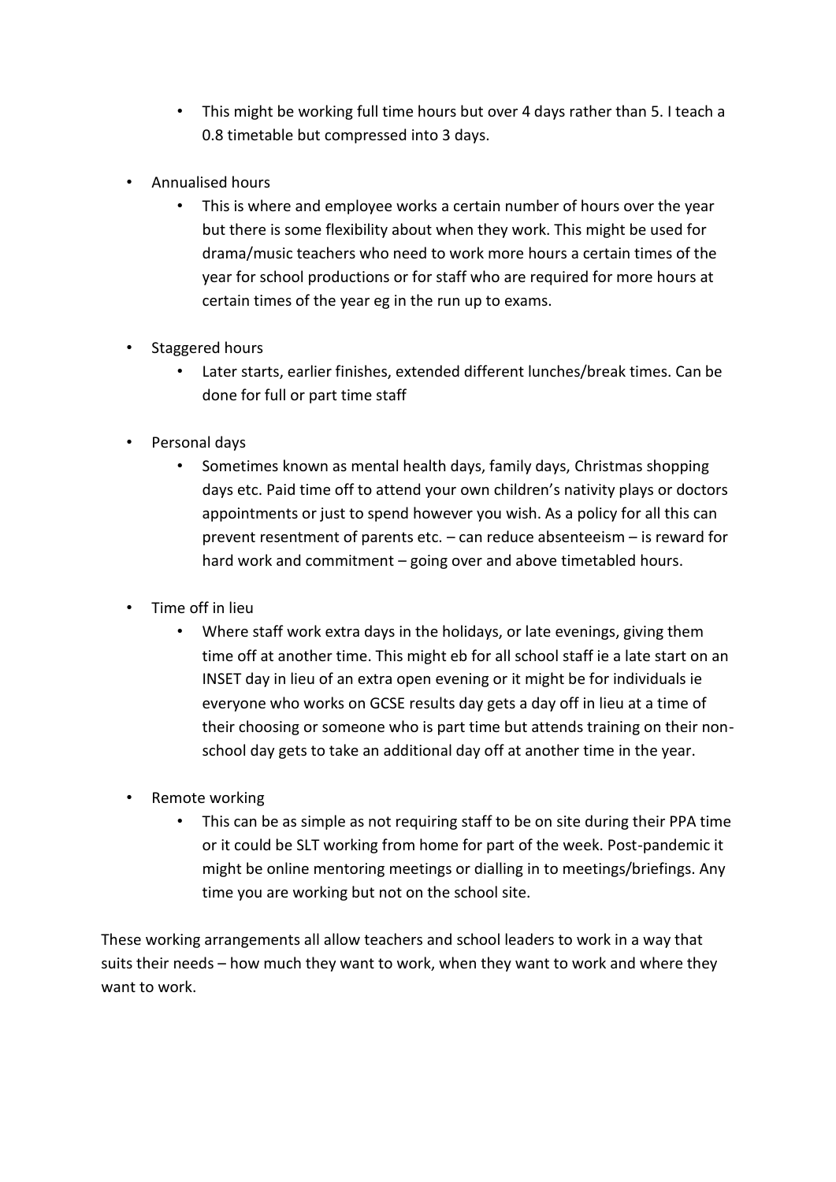- This might be working full time hours but over 4 days rather than 5. I teach a 0.8 timetable but compressed into 3 days.

- Annualised hours
  - This is where and employee works a certain number of hours over the year but there is some flexibility about when they work. This might be used for drama/music teachers who need to work more hours a certain times of the year for school productions or for staff who are required for more hours at certain times of the year eg in the run up to exams.

- Staggered hours
  - Later starts, earlier finishes, extended different lunches/break times. Can be done for full or part time staff

- Personal days
  - Sometimes known as mental health days, family days, Christmas shopping days etc. Paid time off to attend your own children's nativity plays or doctors appointments or just to spend however you wish. As a policy for all this can prevent resentment of parents etc. – can reduce absenteeism – is reward for hard work and commitment – going over and above timetabled hours.

- Time off in lieu
  - Where staff work extra days in the holidays, or late evenings, giving them time off at another time. This might eb for all school staff ie a late start on an INSET day in lieu of an extra open evening or it might be for individuals ie everyone who works on GCSE results day gets a day off in lieu at a time of their choosing or someone who is part time but attends training on their non-school day gets to take an additional day off at another time in the year.

- Remote working
  - This can be as simple as not requiring staff to be on site during their PPA time or it could be SLT working from home for part of the week. Post-pandemic it might be online mentoring meetings or dialling in to meetings/briefings. Any time you are working but not on the school site.

These working arrangements all allow teachers and school leaders to work in a way that suits their needs – how much they want to work, when they want to work and where they want to work.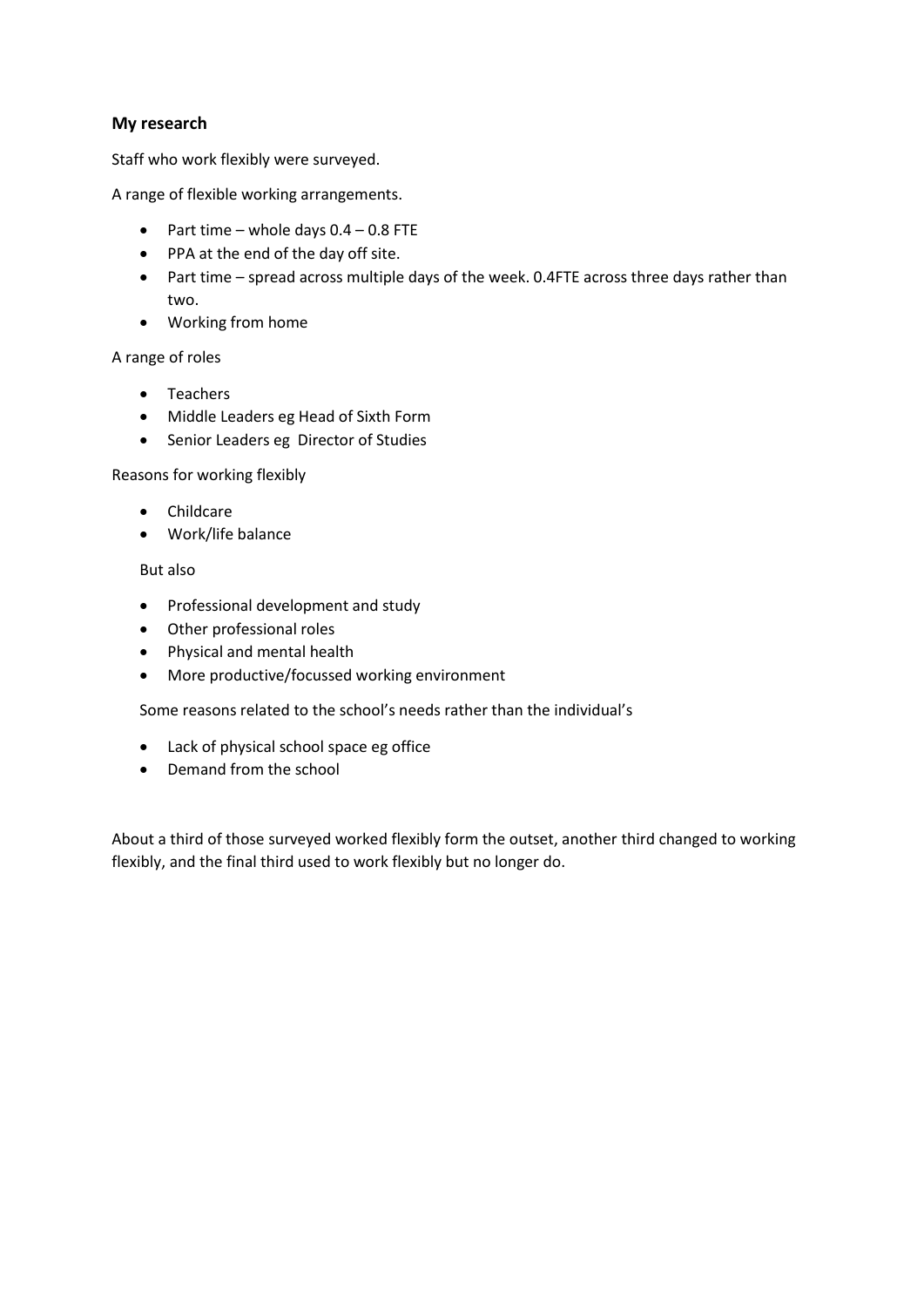### My research

Staff who work flexibly were surveyed.

A range of flexible working arrangements.

- Part time – whole days 0.4 – 0.8 FTE
- PPA at the end of the day off site.
- Part time – spread across multiple days of the week. 0.4FTE across three days rather than two.
- Working from home

A range of roles

- Teachers
- Middle Leaders eg Head of Sixth Form
- Senior Leaders eg Director of Studies

Reasons for working flexibly

- Childcare
- Work/life balance

But also

- Professional development and study
- Other professional roles
- Physical and mental health
- More productive/focussed working environment

Some reasons related to the school's needs rather than the individual's

- Lack of physical school space eg office
- Demand from the school

About a third of those surveyed worked flexibly form the outset, another third changed to working flexibly, and the final third used to work flexibly but no longer do.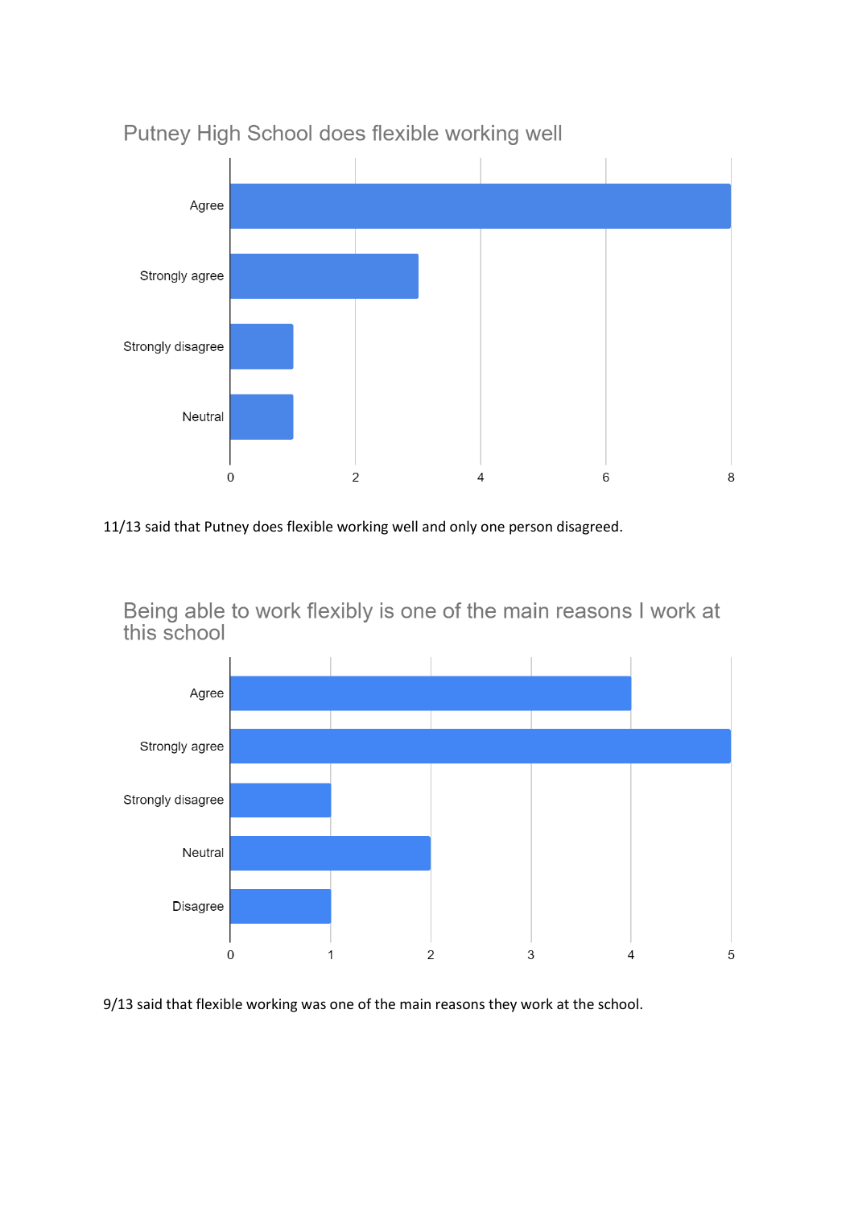## Putney High School does flexible working well

| Response | Count |
| --- | --- |
| Agree | 8 |
| Strongly agree | 3 |
| Strongly disagree | 1 |
| Neutral | 1 |

11/13 said that Putney does flexible working well and only one person disagreed.

## Being able to work flexibly is one of the main reasons I work at this school

| Response | Count |
| --- | --- |
| Agree | 4 |
| Strongly agree | 5 |
| Strongly disagree | 1 |
| Neutral | 2 |
| Disagree | 1 |

9/13 said that flexible working was one of the main reasons they work at the school.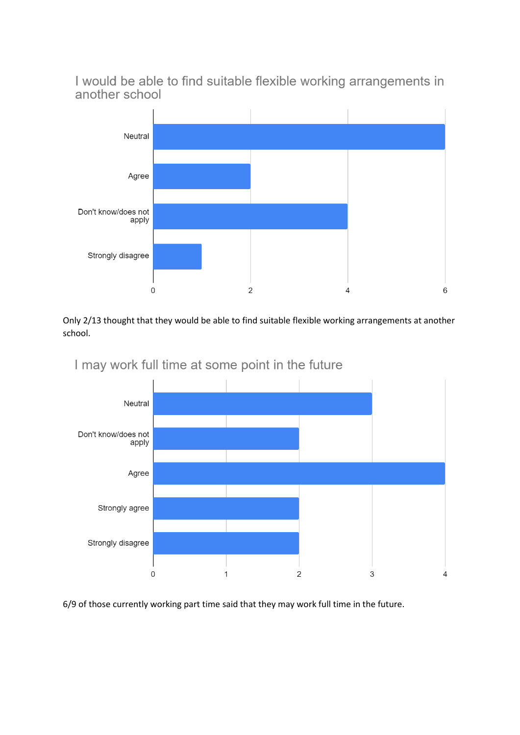### I would be able to find suitable flexible working arrangements in another school

| Response | Count |
| --- | --- |
| Neutral | 6 |
| Agree | 2 |
| Don't know/does not apply | 4 |
| Strongly disagree | 1 |

Only 2/13 thought that they would be able to find suitable flexible working arrangements at another school.

### I may work full time at some point in the future

| Response | Count |
| --- | --- |
| Neutral | 3 |
| Don't know/does not apply | 2 |
| Agree | 4 |
| Strongly agree | 2 |
| Strongly disagree | 2 |

6/9 of those currently working part time said that they may work full time in the future.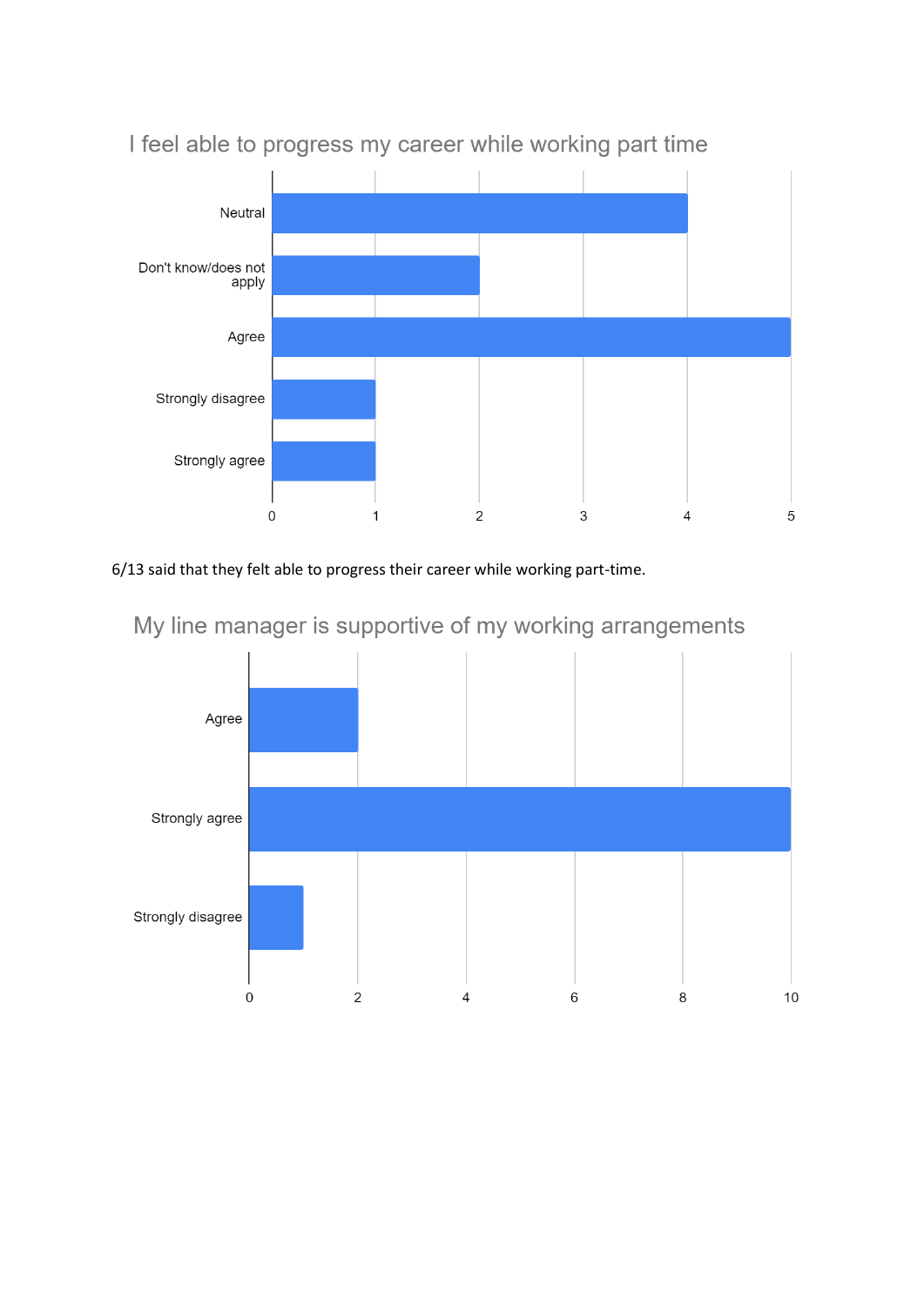I feel able to progress my career while working part time

| Response | Count |
| --- | --- |
| Neutral | 4 |
| Don't know/does not apply | 2 |
| Agree | 5 |
| Strongly disagree | 1 |
| Strongly agree | 1 |

6/13 said that they felt able to progress their career while working part-time.

My line manager is supportive of my working arrangements

| Response | Count |
| --- | --- |
| Agree | 2 |
| Strongly agree | 10 |
| Strongly disagree | 1 |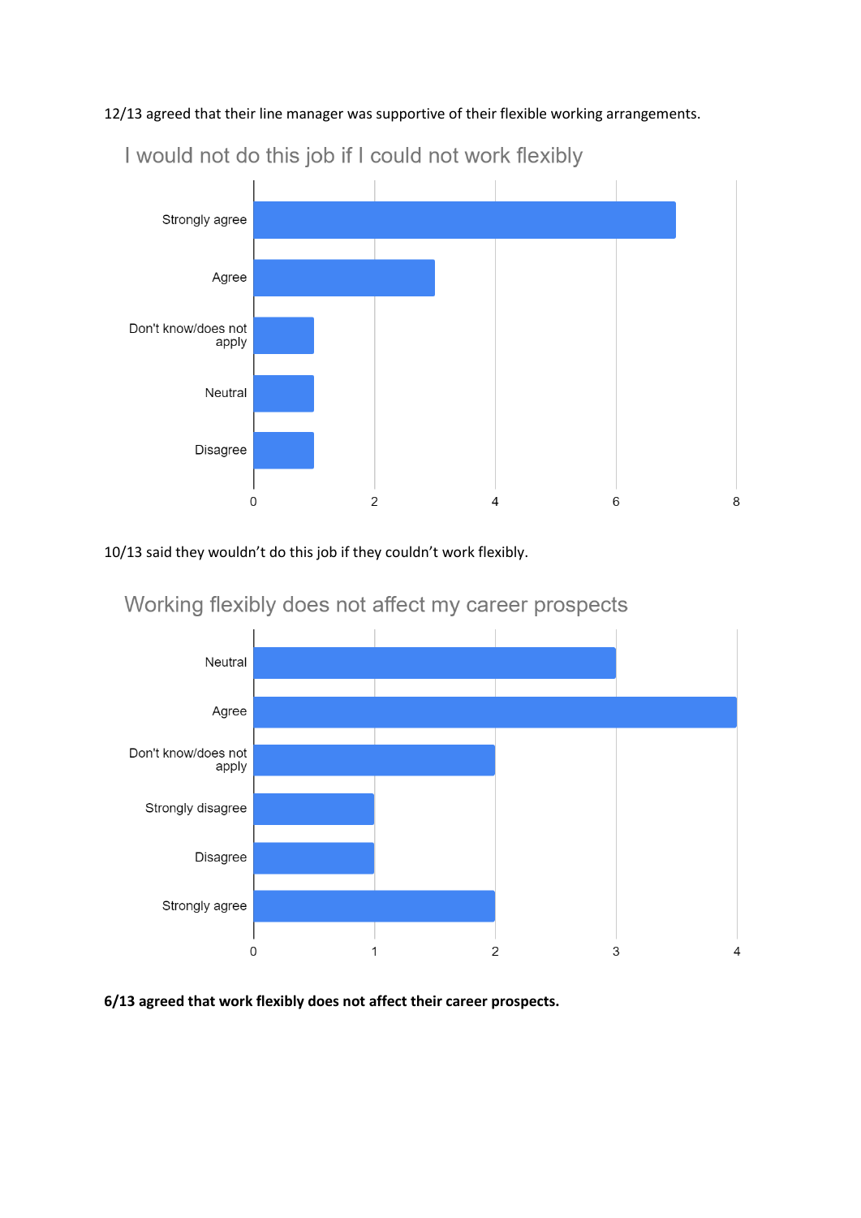12/13 agreed that their line manager was supportive of their flexible working arrangements.

I would not do this job if I could not work flexibly

| Response | Count |
| --- | --- |
| Strongly agree | 7 |
| Agree | 3 |
| Don't know/does not apply | 1 |
| Neutral | 1 |
| Disagree | 1 |

10/13 said they wouldn't do this job if they couldn't work flexibly.

Working flexibly does not affect my career prospects

| Response | Count |
| --- | --- |
| Neutral | 3 |
| Agree | 4 |
| Don't know/does not apply | 2 |
| Strongly disagree | 1 |
| Disagree | 1 |
| Strongly agree | 2 |

**6/13 agreed that work flexibly does not affect their career prospects.**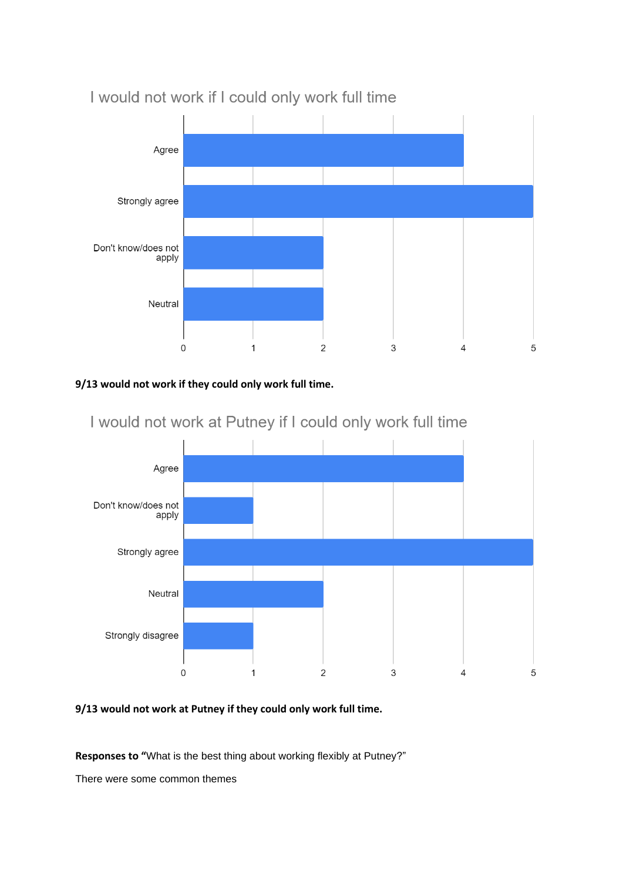## I would not work if I could only work full time

| Response | Count |
|---|---|
| Agree | 4 |
| Strongly agree | 5 |
| Don't know/does not apply | 2 |
| Neutral | 2 |

**9/13 would not work if they could only work full time.**

## I would not work at Putney if I could only work full time

| Response | Count |
|---|---|
| Agree | 4 |
| Don't know/does not apply | 1 |
| Strongly agree | 5 |
| Neutral | 2 |
| Strongly disagree | 1 |

**9/13 would not work at Putney if they could only work full time.**

**Responses to "**What is the best thing about working flexibly at Putney?"

There were some common themes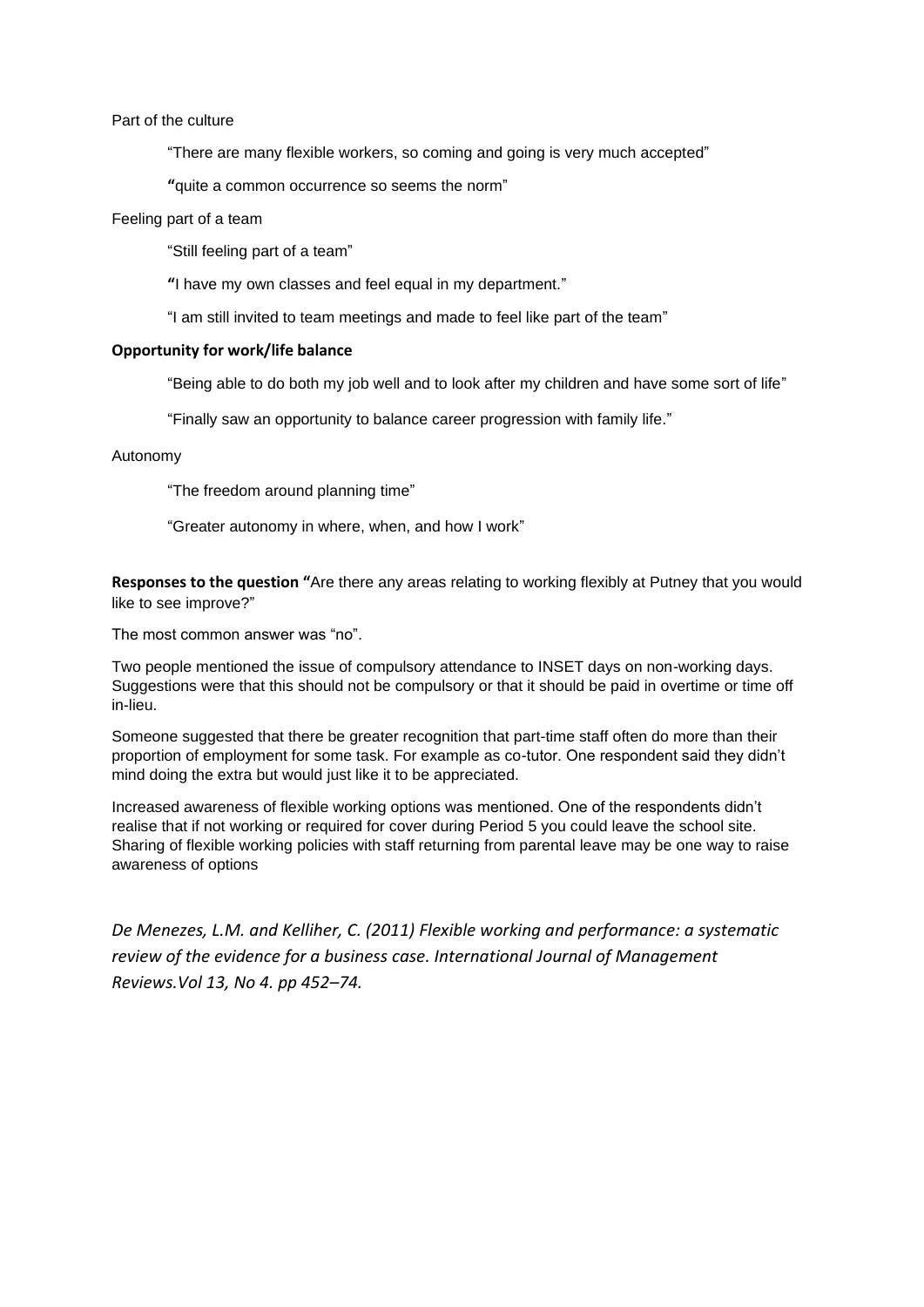Part of the culture

> "There are many flexible workers, so coming and going is very much accepted"
>
> **"**quite a common occurrence so seems the norm"

Feeling part of a team

> "Still feeling part of a team"
>
> **"**I have my own classes and feel equal in my department."
>
> "I am still invited to team meetings and made to feel like part of the team"

**Opportunity for work/life balance**

> "Being able to do both my job well and to look after my children and have some sort of life"
>
> "Finally saw an opportunity to balance career progression with family life."

Autonomy

> "The freedom around planning time"
>
> "Greater autonomy in where, when, and how I work"

**Responses to the question "**Are there any areas relating to working flexibly at Putney that you would like to see improve?"

The most common answer was "no".

Two people mentioned the issue of compulsory attendance to INSET days on non-working days. Suggestions were that this should not be compulsory or that it should be paid in overtime or time off in-lieu.

Someone suggested that there be greater recognition that part-time staff often do more than their proportion of employment for some task. For example as co-tutor. One respondent said they didn't mind doing the extra but would just like it to be appreciated.

Increased awareness of flexible working options was mentioned. One of the respondents didn't realise that if not working or required for cover during Period 5 you could leave the school site. Sharing of flexible working policies with staff returning from parental leave may be one way to raise awareness of options

*De Menezes, L.M. and Kelliher, C. (2011) Flexible working and performance: a systematic review of the evidence for a business case. International Journal of Management Reviews.Vol 13, No 4. pp 452–74.*